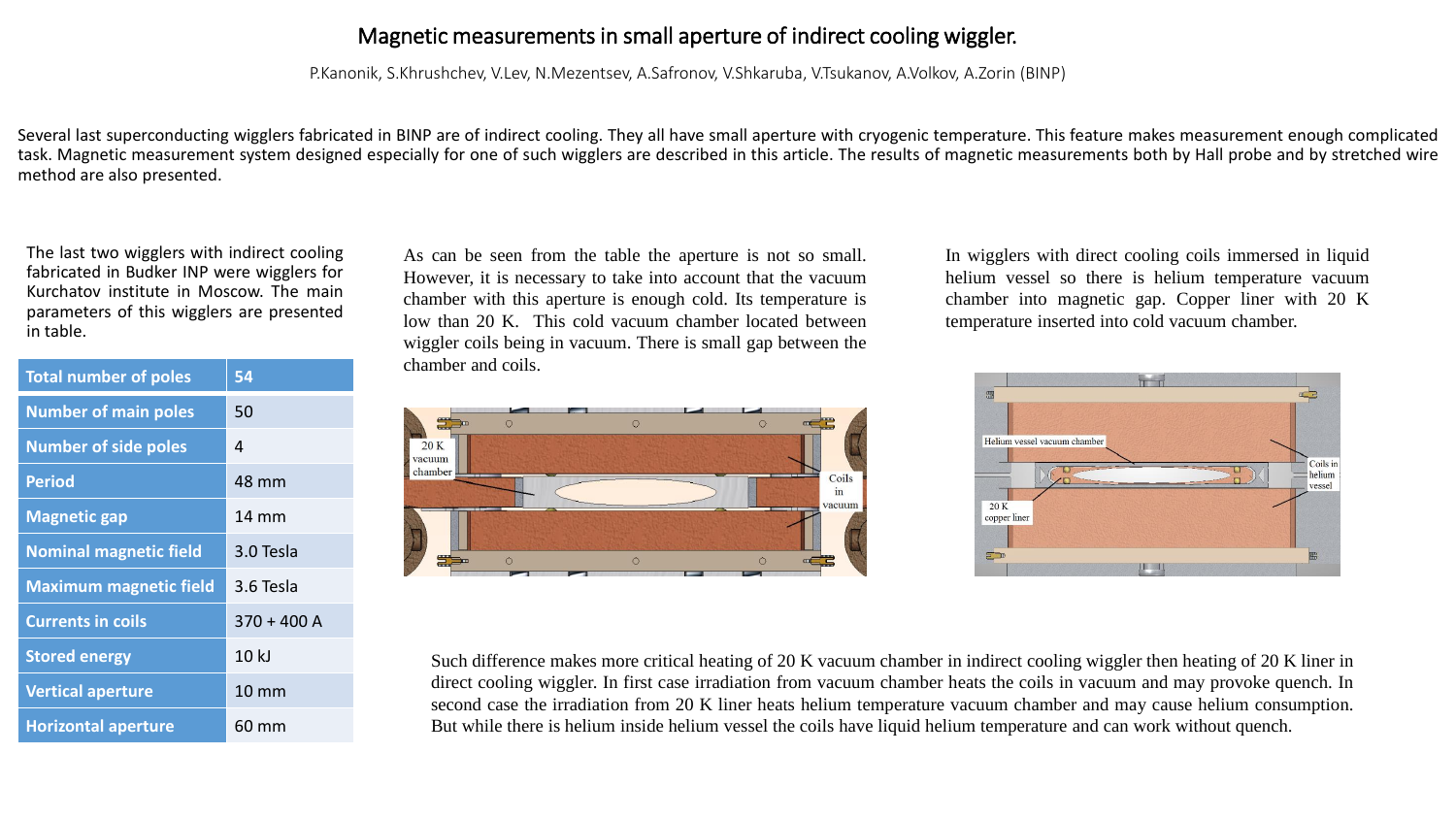# Magnetic measurements in small aperture of indirect cooling wiggler.

P.Kanonik, S.Khrushchev, V.Lev, N.Mezentsev, A.Safronov, V.Shkaruba, V.Tsukanov, A.Volkov, A.Zorin (BINP)

Several last superconducting wigglers fabricated in BINP are of indirect cooling. They all have small aperture with cryogenic temperature. This feature makes measurement enough complicated task. Magnetic measurement system designed especially for one of such wigglers are described in this article. The results of magnetic measurements both by Hall probe and by stretched wire method are also presented.

The last two wigglers with indirect cooling fabricated in Budker INP were wigglers for Kurchatov institute in Moscow. The main parameters of this wigglers are presented in table.

| Total number of poles | 54 |
|---|---|
| Number of main poles | 50 |
| Number of side poles | 4 |
| Period | 48 mm |
| Magnetic gap | 14 mm |
| Nominal magnetic field | 3.0 Tesla |
| Maximum magnetic field | 3.6 Tesla |
| Currents in coils | 370 + 400 A |
| Stored energy | 10 kJ |
| Vertical aperture | 10 mm |
| Horizontal aperture | 60 mm |

As can be seen from the table the aperture is not so small. However, it is necessary to take into account that the vacuum chamber with this aperture is enough cold. Its temperature is low than 20 K. This cold vacuum chamber located between wiggler coils being in vacuum. There is small gap between the chamber and coils.

In wigglers with direct cooling coils immersed in liquid helium vessel so there is helium temperature vacuum chamber into magnetic gap. Copper liner with 20 K temperature inserted into cold vacuum chamber.

Such difference makes more critical heating of 20 K vacuum chamber in indirect cooling wiggler then heating of 20 K liner in direct cooling wiggler. In first case irradiation from vacuum chamber heats the coils in vacuum and may provoke quench. In second case the irradiation from 20 K liner heats helium temperature vacuum chamber and may cause helium consumption. But while there is helium inside helium vessel the coils have liquid helium temperature and can work without quench.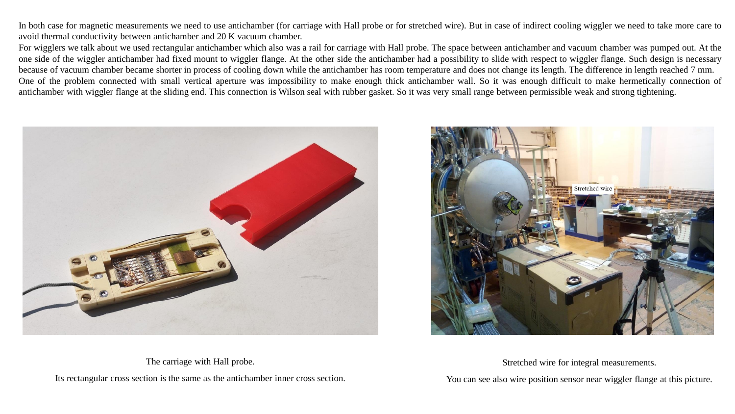In both case for magnetic measurements we need to use antichamber (for carriage with Hall probe or for stretched wire). But in case of indirect cooling wiggler we need to take more care to avoid thermal conductivity between antichamber and 20 K vacuum chamber.

For wigglers we talk about we used rectangular antichamber which also was a rail for carriage with Hall probe. The space between antichamber and vacuum chamber was pumped out. At the one side of the wiggler antichamber had fixed mount to wiggler flange. At the other side the antichamber had a possibility to slide with respect to wiggler flange. Such design is necessary because of vacuum chamber became shorter in process of cooling down while the antichamber has room temperature and does not change its length. The difference in length reached 7 mm.

One of the problem connected with small vertical aperture was impossibility to make enough thick antichamber wall. So it was enough difficult to make hermetically connection of antichamber with wiggler flange at the sliding end. This connection is Wilson seal with rubber gasket. So it was very small range between permissible weak and strong tightening.

The carriage with Hall probe.

Its rectangular cross section is the same as the antichamber inner cross section.

Stretched wire for integral measurements.

You can see also wire position sensor near wiggler flange at this picture.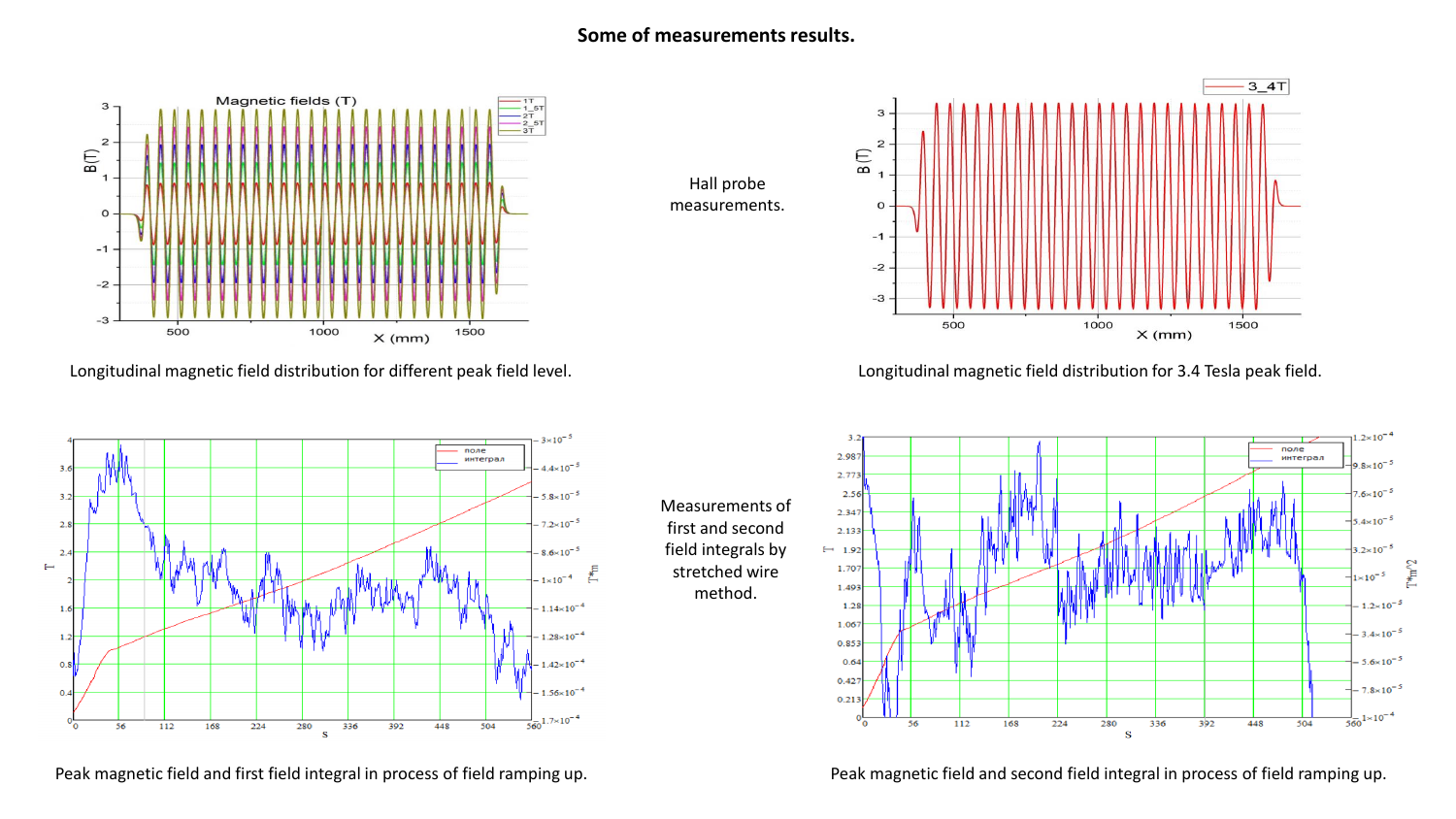# Some of measurements results.

Magnetic fields (T)

1T
1_5T
2T
2_5T
3T

B(T)

3
2
1
0
-1
-2
-3

500
1000
1500

X (mm)

Longitudinal magnetic field distribution for different peak field level.

Hall probe measurements.

3_4T

B (T)

3
2
1
0
-1
-2
-3

500
1000
1500

X (mm)

Longitudinal magnetic field distribution for 3.4 Tesla peak field.

поле
интеграл

T

4
3.6
3.2
2.8
2.4
2
1.6
1.2
0.8
0.4
0

0
56
112
168
224
280
336
392
448
504
560

s

$3\times10^{-5}$
$4.4\times10^{-5}$
$5.8\times10^{-5}$
$7.2\times10^{-5}$
$8.6\times10^{-5}$
$1\times10^{-4}$
$1.14\times10^{-4}$
$1.28\times10^{-4}$
$1.42\times10^{-4}$
$1.56\times10^{-4}$
$1.7\times10^{-4}$

T*m

Peak magnetic field and first field integral in process of field ramping up.

Measurements of first and second field integrals by stretched wire method.

поле
интеграл

T

3.2
2.987
2.773
2.56
2.347
2.133
1.92
1.707
1.493
1.28
1.067
0.853
0.64
0.427
0.213
0

0
56
112
168
224
280
336
392
448
504
560

s

$1.2\times10^{-4}$
$9.8\times10^{-5}$
$7.6\times10^{-5}$
$5.4\times10^{-5}$
$3.2\times10^{-5}$
$1\times10^{-5}$
$-1.2\times10^{-5}$
$-3.4\times10^{-5}$
$-5.6\times10^{-5}$
$-7.8\times10^{-5}$
$-1\times10^{-4}$

T*m^2

Peak magnetic field and second field integral in process of field ramping up.